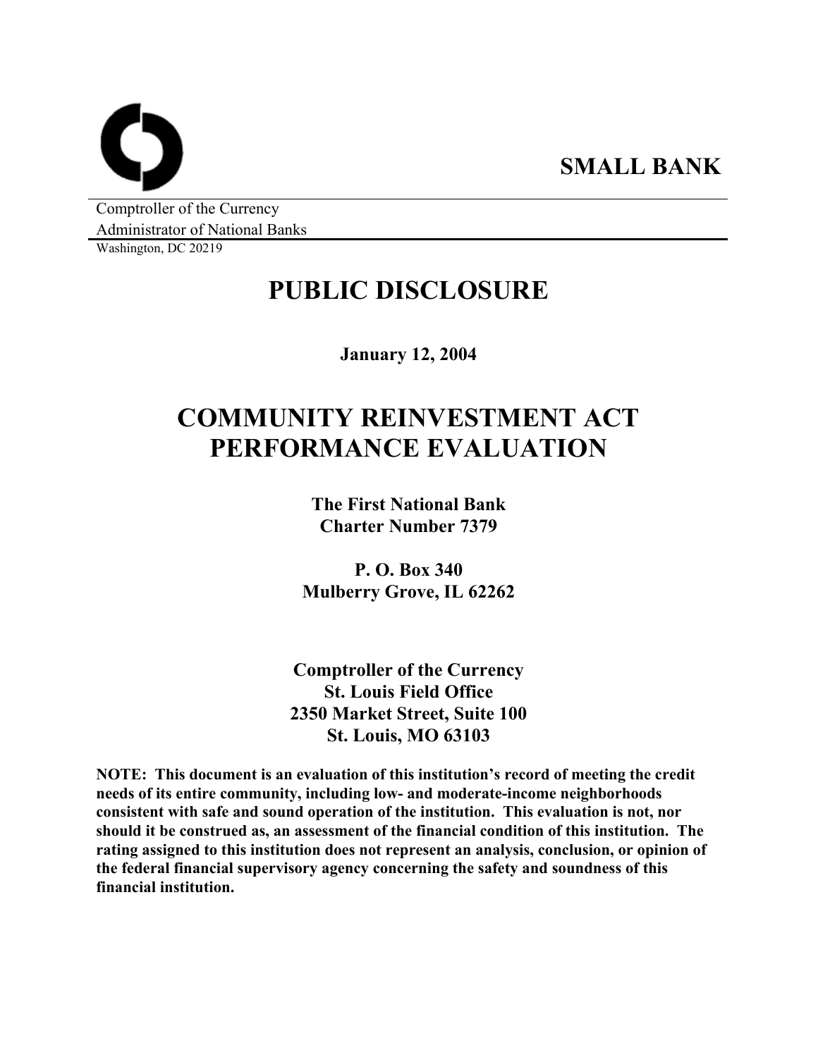**SMALL BANK**

Comptroller of the Currency
Administrator of National Banks
Washington, DC 20219

# PUBLIC DISCLOSURE

**January 12, 2004**

# COMMUNITY REINVESTMENT ACT PERFORMANCE EVALUATION

**The First National Bank**
**Charter Number 7379**

**P. O. Box 340**
**Mulberry Grove, IL 62262**

**Comptroller of the Currency**
**St. Louis Field Office**
**2350 Market Street, Suite 100**
**St. Louis, MO 63103**

**NOTE: This document is an evaluation of this institution's record of meeting the credit needs of its entire community, including low- and moderate-income neighborhoods consistent with safe and sound operation of the institution. This evaluation is not, nor should it be construed as, an assessment of the financial condition of this institution. The rating assigned to this institution does not represent an analysis, conclusion, or opinion of the federal financial supervisory agency concerning the safety and soundness of this financial institution.**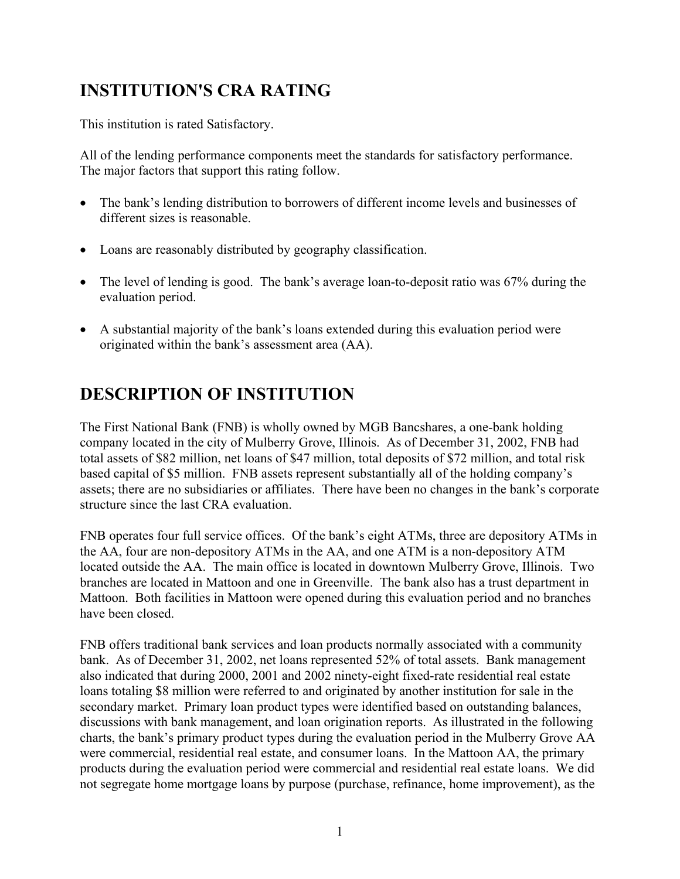# INSTITUTION'S CRA RATING

This institution is rated Satisfactory.

All of the lending performance components meet the standards for satisfactory performance. The major factors that support this rating follow.

- The bank's lending distribution to borrowers of different income levels and businesses of different sizes is reasonable.
- Loans are reasonably distributed by geography classification.
- The level of lending is good. The bank's average loan-to-deposit ratio was 67% during the evaluation period.
- A substantial majority of the bank's loans extended during this evaluation period were originated within the bank's assessment area (AA).

# DESCRIPTION OF INSTITUTION

The First National Bank (FNB) is wholly owned by MGB Bancshares, a one-bank holding company located in the city of Mulberry Grove, Illinois. As of December 31, 2002, FNB had total assets of $82 million, net loans of $47 million, total deposits of $72 million, and total risk based capital of $5 million. FNB assets represent substantially all of the holding company's assets; there are no subsidiaries or affiliates. There have been no changes in the bank's corporate structure since the last CRA evaluation.

FNB operates four full service offices. Of the bank's eight ATMs, three are depository ATMs in the AA, four are non-depository ATMs in the AA, and one ATM is a non-depository ATM located outside the AA. The main office is located in downtown Mulberry Grove, Illinois. Two branches are located in Mattoon and one in Greenville. The bank also has a trust department in Mattoon. Both facilities in Mattoon were opened during this evaluation period and no branches have been closed.

FNB offers traditional bank services and loan products normally associated with a community bank. As of December 31, 2002, net loans represented 52% of total assets. Bank management also indicated that during 2000, 2001 and 2002 ninety-eight fixed-rate residential real estate loans totaling $8 million were referred to and originated by another institution for sale in the secondary market. Primary loan product types were identified based on outstanding balances, discussions with bank management, and loan origination reports. As illustrated in the following charts, the bank's primary product types during the evaluation period in the Mulberry Grove AA were commercial, residential real estate, and consumer loans. In the Mattoon AA, the primary products during the evaluation period were commercial and residential real estate loans. We did not segregate home mortgage loans by purpose (purchase, refinance, home improvement), as the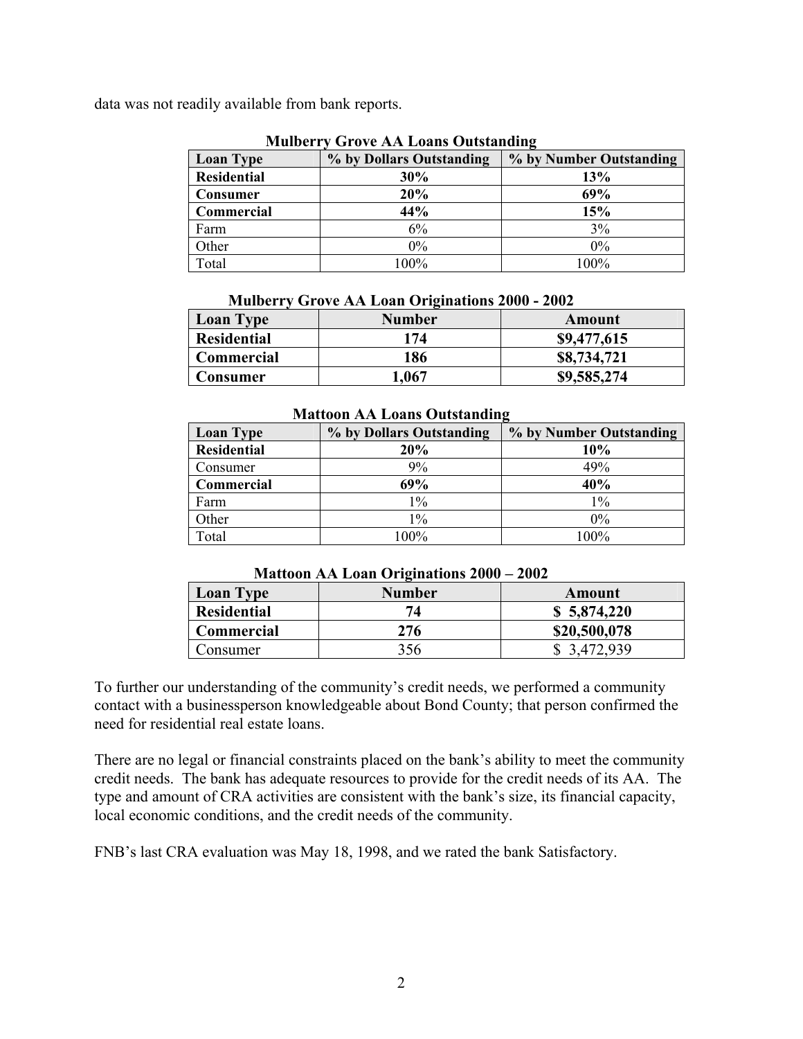data was not readily available from bank reports.

**Mulberry Grove AA Loans Outstanding**

| Loan Type | % by Dollars Outstanding | % by Number Outstanding |
|---|---|---|
| **Residential** | **30%** | **13%** |
| **Consumer** | **20%** | **69%** |
| **Commercial** | **44%** | **15%** |
| Farm | 6% | 3% |
| Other | 0% | 0% |
| Total | 100% | 100% |

**Mulberry Grove AA Loan Originations 2000 - 2002**

| Loan Type | Number | Amount |
|---|---|---|
| **Residential** | **174** | **$9,477,615** |
| **Commercial** | **186** | **$8,734,721** |
| **Consumer** | **1,067** | **$9,585,274** |

**Mattoon AA Loans Outstanding**

| Loan Type | % by Dollars Outstanding | % by Number Outstanding |
|---|---|---|
| **Residential** | **20%** | **10%** |
| Consumer | 9% | 49% |
| **Commercial** | **69%** | **40%** |
| Farm | 1% | 1% |
| Other | 1% | 0% |
| Total | 100% | 100% |

**Mattoon AA Loan Originations 2000 – 2002**

| Loan Type | Number | Amount |
|---|---|---|
| **Residential** | **74** | **$ 5,874,220** |
| **Commercial** | **276** | **$20,500,078** |
| Consumer | 356 | $ 3,472,939 |

To further our understanding of the community's credit needs, we performed a community contact with a businessperson knowledgeable about Bond County; that person confirmed the need for residential real estate loans.

There are no legal or financial constraints placed on the bank's ability to meet the community credit needs. The bank has adequate resources to provide for the credit needs of its AA. The type and amount of CRA activities are consistent with the bank's size, its financial capacity, local economic conditions, and the credit needs of the community.

FNB's last CRA evaluation was May 18, 1998, and we rated the bank Satisfactory.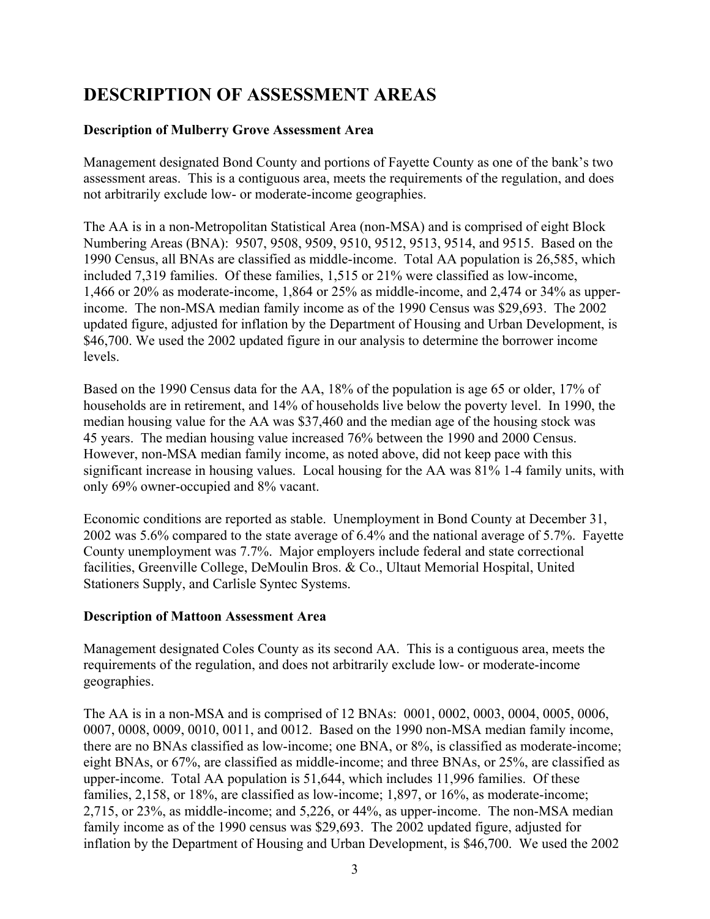# DESCRIPTION OF ASSESSMENT AREAS

**Description of Mulberry Grove Assessment Area**

Management designated Bond County and portions of Fayette County as one of the bank's two assessment areas. This is a contiguous area, meets the requirements of the regulation, and does not arbitrarily exclude low- or moderate-income geographies.

The AA is in a non-Metropolitan Statistical Area (non-MSA) and is comprised of eight Block Numbering Areas (BNA): 9507, 9508, 9509, 9510, 9512, 9513, 9514, and 9515. Based on the 1990 Census, all BNAs are classified as middle-income. Total AA population is 26,585, which included 7,319 families. Of these families, 1,515 or 21% were classified as low-income, 1,466 or 20% as moderate-income, 1,864 or 25% as middle-income, and 2,474 or 34% as upper-income. The non-MSA median family income as of the 1990 Census was $29,693. The 2002 updated figure, adjusted for inflation by the Department of Housing and Urban Development, is $46,700. We used the 2002 updated figure in our analysis to determine the borrower income levels.

Based on the 1990 Census data for the AA, 18% of the population is age 65 or older, 17% of households are in retirement, and 14% of households live below the poverty level. In 1990, the median housing value for the AA was $37,460 and the median age of the housing stock was 45 years. The median housing value increased 76% between the 1990 and 2000 Census. However, non-MSA median family income, as noted above, did not keep pace with this significant increase in housing values. Local housing for the AA was 81% 1-4 family units, with only 69% owner-occupied and 8% vacant.

Economic conditions are reported as stable. Unemployment in Bond County at December 31, 2002 was 5.6% compared to the state average of 6.4% and the national average of 5.7%. Fayette County unemployment was 7.7%. Major employers include federal and state correctional facilities, Greenville College, DeMoulin Bros. & Co., Ultaut Memorial Hospital, United Stationers Supply, and Carlisle Syntec Systems.

**Description of Mattoon Assessment Area**

Management designated Coles County as its second AA. This is a contiguous area, meets the requirements of the regulation, and does not arbitrarily exclude low- or moderate-income geographies.

The AA is in a non-MSA and is comprised of 12 BNAs: 0001, 0002, 0003, 0004, 0005, 0006, 0007, 0008, 0009, 0010, 0011, and 0012. Based on the 1990 non-MSA median family income, there are no BNAs classified as low-income; one BNA, or 8%, is classified as moderate-income; eight BNAs, or 67%, are classified as middle-income; and three BNAs, or 25%, are classified as upper-income. Total AA population is 51,644, which includes 11,996 families. Of these families, 2,158, or 18%, are classified as low-income; 1,897, or 16%, as moderate-income; 2,715, or 23%, as middle-income; and 5,226, or 44%, as upper-income. The non-MSA median family income as of the 1990 census was $29,693. The 2002 updated figure, adjusted for inflation by the Department of Housing and Urban Development, is $46,700. We used the 2002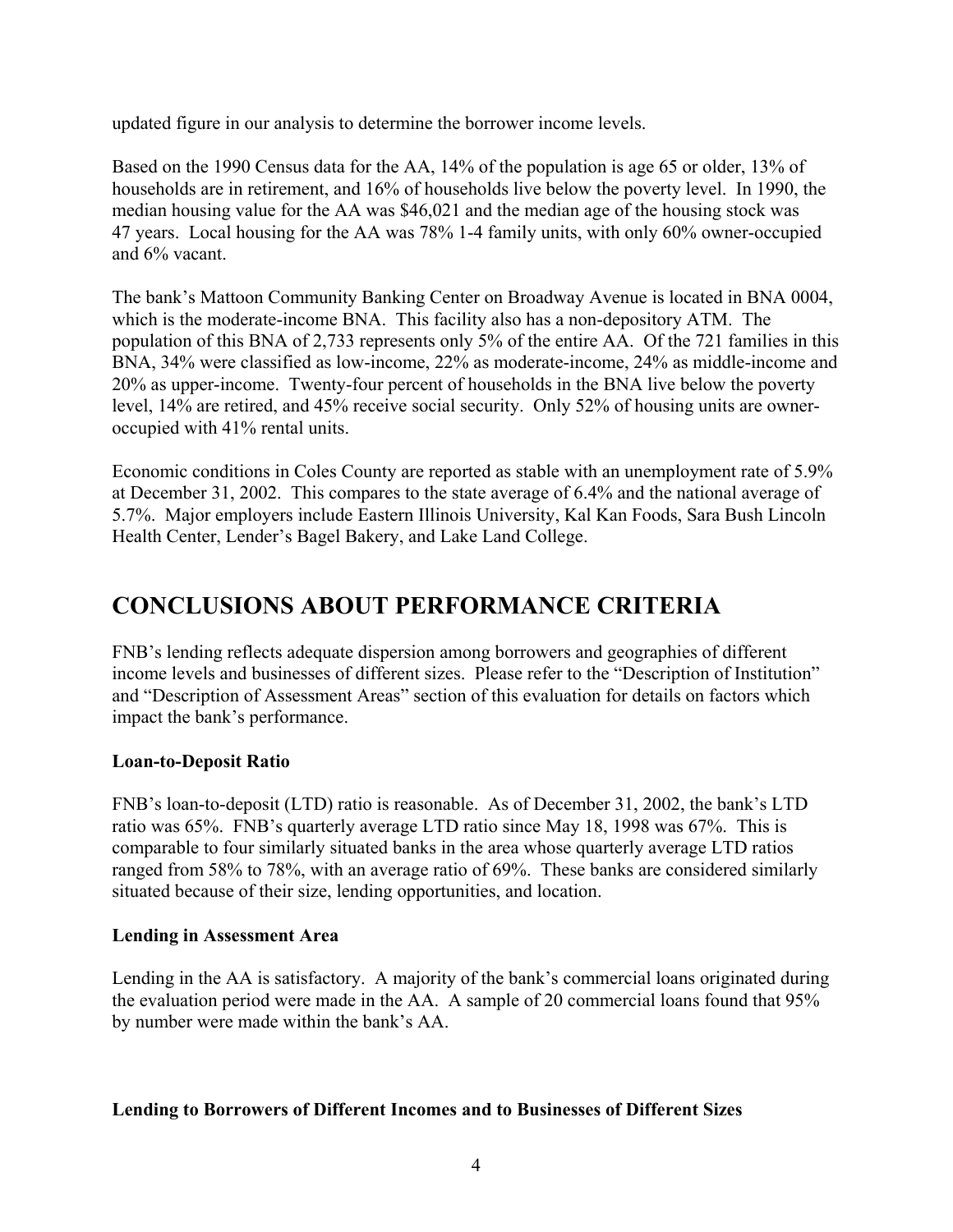updated figure in our analysis to determine the borrower income levels.

Based on the 1990 Census data for the AA, 14% of the population is age 65 or older, 13% of households are in retirement, and 16% of households live below the poverty level. In 1990, the median housing value for the AA was $46,021 and the median age of the housing stock was 47 years. Local housing for the AA was 78% 1-4 family units, with only 60% owner-occupied and 6% vacant.

The bank's Mattoon Community Banking Center on Broadway Avenue is located in BNA 0004, which is the moderate-income BNA. This facility also has a non-depository ATM. The population of this BNA of 2,733 represents only 5% of the entire AA. Of the 721 families in this BNA, 34% were classified as low-income, 22% as moderate-income, 24% as middle-income and 20% as upper-income. Twenty-four percent of households in the BNA live below the poverty level, 14% are retired, and 45% receive social security. Only 52% of housing units are owner-occupied with 41% rental units.

Economic conditions in Coles County are reported as stable with an unemployment rate of 5.9% at December 31, 2002. This compares to the state average of 6.4% and the national average of 5.7%. Major employers include Eastern Illinois University, Kal Kan Foods, Sara Bush Lincoln Health Center, Lender's Bagel Bakery, and Lake Land College.

# CONCLUSIONS ABOUT PERFORMANCE CRITERIA

FNB's lending reflects adequate dispersion among borrowers and geographies of different income levels and businesses of different sizes. Please refer to the "Description of Institution" and "Description of Assessment Areas" section of this evaluation for details on factors which impact the bank's performance.

### Loan-to-Deposit Ratio

FNB's loan-to-deposit (LTD) ratio is reasonable. As of December 31, 2002, the bank's LTD ratio was 65%. FNB's quarterly average LTD ratio since May 18, 1998 was 67%. This is comparable to four similarly situated banks in the area whose quarterly average LTD ratios ranged from 58% to 78%, with an average ratio of 69%. These banks are considered similarly situated because of their size, lending opportunities, and location.

### Lending in Assessment Area

Lending in the AA is satisfactory. A majority of the bank's commercial loans originated during the evaluation period were made in the AA. A sample of 20 commercial loans found that 95% by number were made within the bank's AA.

### Lending to Borrowers of Different Incomes and to Businesses of Different Sizes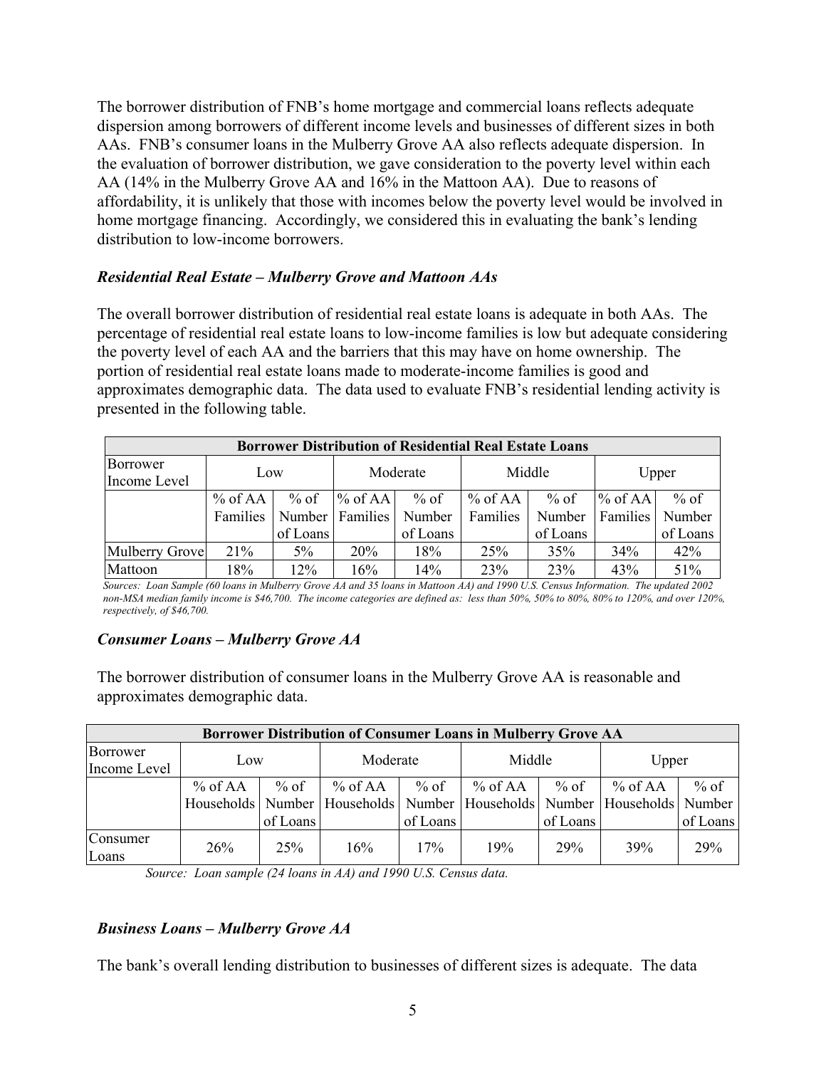The borrower distribution of FNB's home mortgage and commercial loans reflects adequate dispersion among borrowers of different income levels and businesses of different sizes in both AAs. FNB's consumer loans in the Mulberry Grove AA also reflects adequate dispersion. In the evaluation of borrower distribution, we gave consideration to the poverty level within each AA (14% in the Mulberry Grove AA and 16% in the Mattoon AA). Due to reasons of affordability, it is unlikely that those with incomes below the poverty level would be involved in home mortgage financing. Accordingly, we considered this in evaluating the bank's lending distribution to low-income borrowers.

### *Residential Real Estate – Mulberry Grove and Mattoon AAs*

The overall borrower distribution of residential real estate loans is adequate in both AAs. The percentage of residential real estate loans to low-income families is low but adequate considering the poverty level of each AA and the barriers that this may have on home ownership. The portion of residential real estate loans made to moderate-income families is good and approximates demographic data. The data used to evaluate FNB's residential lending activity is presented in the following table.

| **Borrower Distribution of Residential Real Estate Loans** | | | | | | | | |
|---|---|---|---|---|---|---|---|---|
| Borrower Income Level | Low | | Moderate | | Middle | | Upper | |
| | % of AA Families | % of Number of Loans | % of AA Families | % of Number of Loans | % of AA Families | % of Number of Loans | % of AA Families | % of Number of Loans |
| Mulberry Grove | 21% | 5% | 20% | 18% | 25% | 35% | 34% | 42% |
| Mattoon | 18% | 12% | 16% | 14% | 23% | 23% | 43% | 51% |

*Sources: Loan Sample (60 loans in Mulberry Grove AA and 35 loans in Mattoon AA) and 1990 U.S. Census Information. The updated 2002 non-MSA median family income is $46,700. The income categories are defined as: less than 50%, 50% to 80%, 80% to 120%, and over 120%, respectively, of $46,700.*

### *Consumer Loans – Mulberry Grove AA*

The borrower distribution of consumer loans in the Mulberry Grove AA is reasonable and approximates demographic data.

| **Borrower Distribution of Consumer Loans in Mulberry Grove AA** | | | | | | | | |
|---|---|---|---|---|---|---|---|---|
| Borrower Income Level | Low | | Moderate | | Middle | | Upper | |
| | % of AA Households | % of Number of Loans | % of AA Households | % of Number of Loans | % of AA Households | % of Number of Loans | % of AA Households | % of Number of Loans |
| Consumer Loans | 26% | 25% | 16% | 17% | 19% | 29% | 39% | 29% |

*Source: Loan sample (24 loans in AA) and 1990 U.S. Census data.*

### *Business Loans – Mulberry Grove AA*

The bank's overall lending distribution to businesses of different sizes is adequate. The data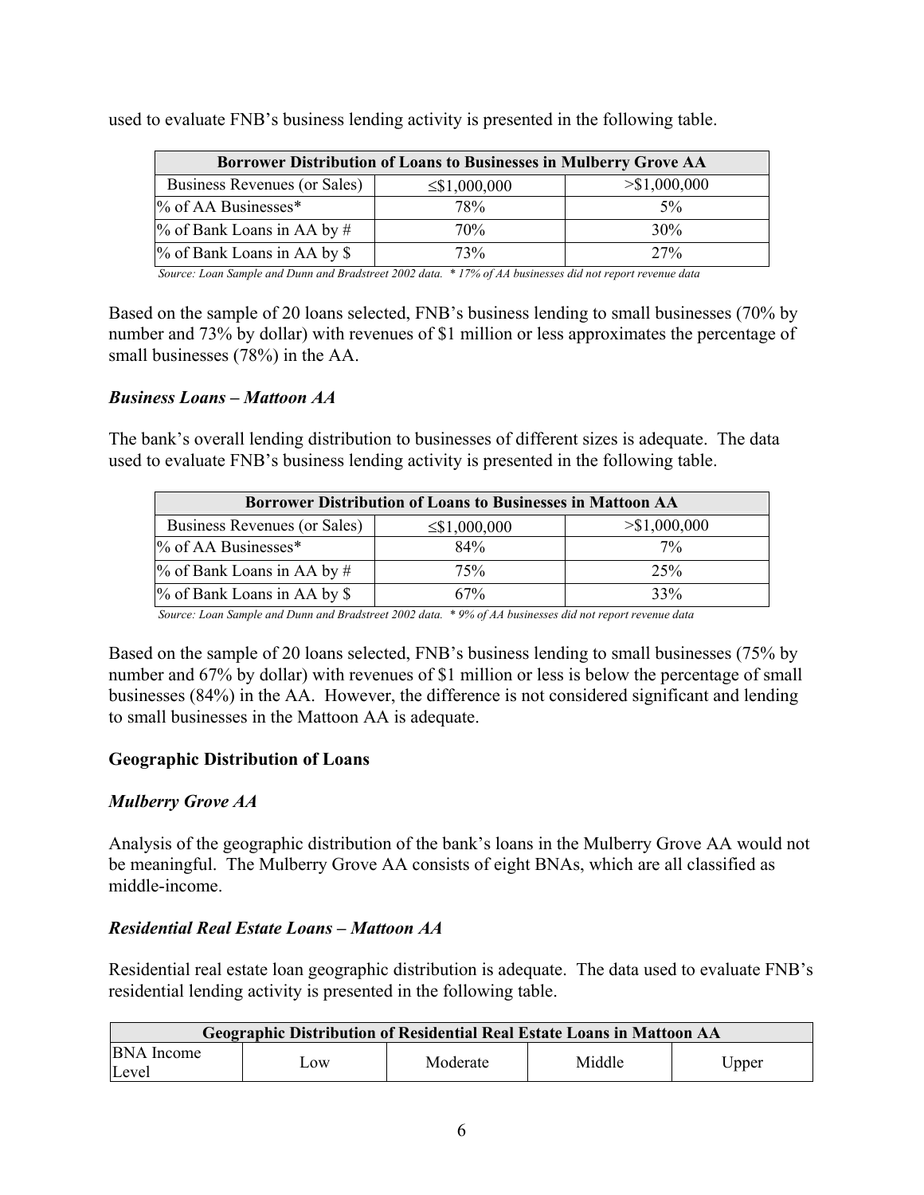used to evaluate FNB's business lending activity is presented in the following table.

| Borrower Distribution of Loans to Businesses in Mulberry Grove AA | | |
|---|---|---|
| Business Revenues (or Sales) | ≤$1,000,000 | >$1,000,000 |
| % of AA Businesses* | 78% | 5% |
| % of Bank Loans in AA by # | 70% | 30% |
| % of Bank Loans in AA by $ | 73% | 27% |

*Source: Loan Sample and Dunn and Bradstreet 2002 data. * 17% of AA businesses did not report revenue data*

Based on the sample of 20 loans selected, FNB's business lending to small businesses (70% by number and 73% by dollar) with revenues of $1 million or less approximates the percentage of small businesses (78%) in the AA.

### *Business Loans – Mattoon AA*

The bank's overall lending distribution to businesses of different sizes is adequate. The data used to evaluate FNB's business lending activity is presented in the following table.

| Borrower Distribution of Loans to Businesses in Mattoon AA | | |
|---|---|---|
| Business Revenues (or Sales) | ≤$1,000,000 | >$1,000,000 |
| % of AA Businesses* | 84% | 7% |
| % of Bank Loans in AA by # | 75% | 25% |
| % of Bank Loans in AA by $ | 67% | 33% |

*Source: Loan Sample and Dunn and Bradstreet 2002 data. * 9% of AA businesses did not report revenue data*

Based on the sample of 20 loans selected, FNB's business lending to small businesses (75% by number and 67% by dollar) with revenues of $1 million or less is below the percentage of small businesses (84%) in the AA. However, the difference is not considered significant and lending to small businesses in the Mattoon AA is adequate.

## Geographic Distribution of Loans

### *Mulberry Grove AA*

Analysis of the geographic distribution of the bank's loans in the Mulberry Grove AA would not be meaningful. The Mulberry Grove AA consists of eight BNAs, which are all classified as middle-income.

### *Residential Real Estate Loans – Mattoon AA*

Residential real estate loan geographic distribution is adequate. The data used to evaluate FNB's residential lending activity is presented in the following table.

| Geographic Distribution of Residential Real Estate Loans in Mattoon AA | | | | |
|---|---|---|---|---|
| BNA Income Level | Low | Moderate | Middle | Upper |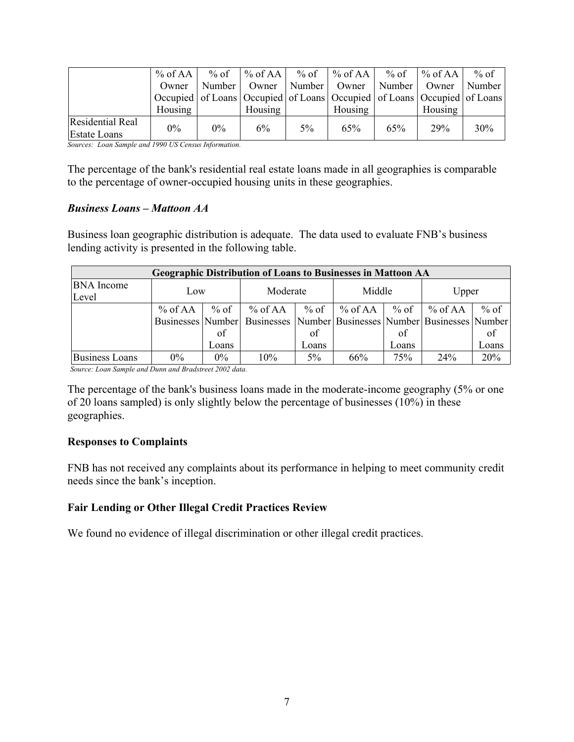| | % of AA Owner Occupied Housing | % of Number of Loans | % of AA Owner Occupied Housing | % of Number of Loans | % of AA Owner Occupied Housing | % of Number of Loans | % of AA Owner Occupied Housing | % of Number of Loans |
|---|---|---|---|---|---|---|---|---|
| Residential Real Estate Loans | 0% | 0% | 6% | 5% | 65% | 65% | 29% | 30% |

*Sources: Loan Sample and 1990 US Census Information.*

The percentage of the bank's residential real estate loans made in all geographies is comparable to the percentage of owner-occupied housing units in these geographies.

### *Business Loans – Mattoon AA*

Business loan geographic distribution is adequate. The data used to evaluate FNB's business lending activity is presented in the following table.

| **Geographic Distribution of Loans to Businesses in Mattoon AA** | | | | | | | | |
|---|---|---|---|---|---|---|---|---|
| BNA Income Level | Low | | Moderate | | Middle | | Upper | |
| | % of AA Businesses | % of Number of Loans | % of AA Businesses | % of Number of Loans | % of AA Businesses | % of Number of Loans | % of AA Businesses | % of Number of Loans |
| Business Loans | 0% | 0% | 10% | 5% | 66% | 75% | 24% | 20% |

*Source: Loan Sample and Dunn and Bradstreet 2002 data.*

The percentage of the bank's business loans made in the moderate-income geography (5% or one of 20 loans sampled) is only slightly below the percentage of businesses (10%) in these geographies.

### **Responses to Complaints**

FNB has not received any complaints about its performance in helping to meet community credit needs since the bank's inception.

### **Fair Lending or Other Illegal Credit Practices Review**

We found no evidence of illegal discrimination or other illegal credit practices.